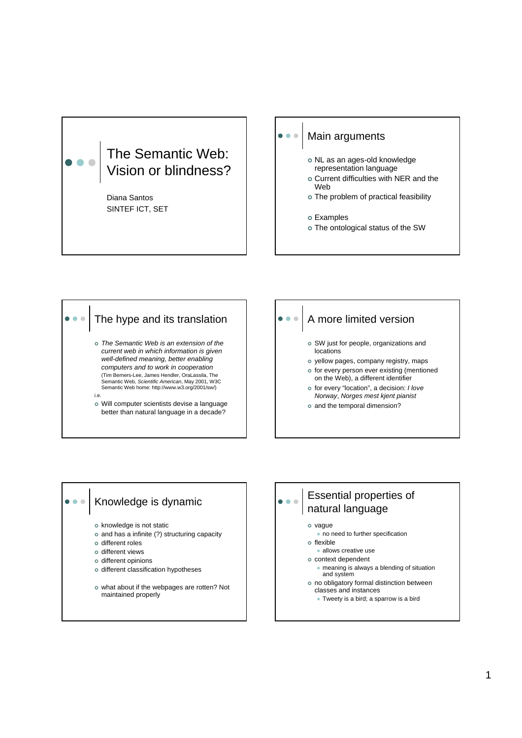# The Semantic Web: Vision or blindness?

Diana Santos
SINTEF ICT, SET

## Main arguments

- NL as an ages-old knowledge representation language
- Current difficulties with NER and the Web
- The problem of practical feasibility
- Examples
- The ontological status of the SW

## The hype and its translation

- *The Semantic Web is an extension of the current web in which information is given well-defined meaning, better enabling computers and to work in cooperation*
  (Tim Berners-Lee, James Hendler, OraLassila, The Semantic Web, *Scientific American*, May 2001, W3C Semantic Web home: http://www.w3.org/2001/sw/)

i.e.

- Will computer scientists devise a language better than natural language in a decade?

## A more limited version

- SW just for people, organizations and locations
- yellow pages, company registry, maps
- for every person ever existing (mentioned on the Web), a different identifier
- for every "location", a decision: *I love Norway*, *Norges mest kjent pianist*
- and the temporal dimension?

## Knowledge is dynamic

- knowledge is not static
- and has a infinite (?) structuring capacity
- different roles
- different views
- different opinions
- different classification hypotheses
- what about if the webpages are rotten? Not maintained properly

## Essential properties of natural language

- vague
  - no need to further specification
- flexible
  - allows creative use
- context dependent
  - meaning is always a blending of situation and system
- no obligatory formal distinction between classes and instances
  - Tweety is a bird; a sparrow is a bird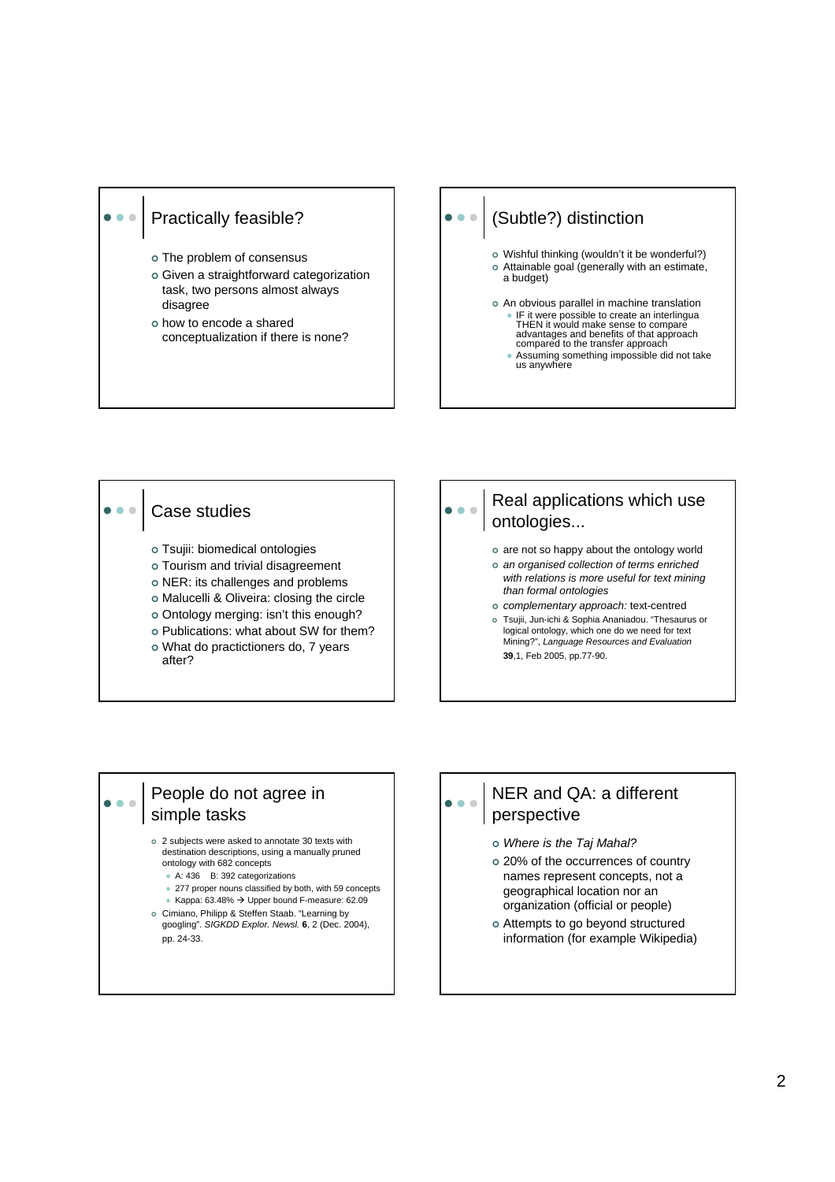## Practically feasible?

- The problem of consensus
- Given a straightforward categorization task, two persons almost always disagree
- how to encode a shared conceptualization if there is none?

## (Subtle?) distinction

- Wishful thinking (wouldn't it be wonderful?)
- Attainable goal (generally with an estimate, a budget)
- An obvious parallel in machine translation
  - IF it were possible to create an interlingua THEN it would make sense to compare advantages and benefits of that approach compared to the transfer approach
  - Assuming something impossible did not take us anywhere

## Case studies

- Tsujii: biomedical ontologies
- Tourism and trivial disagreement
- NER: its challenges and problems
- Malucelli & Oliveira: closing the circle
- Ontology merging: isn't this enough?
- Publications: what about SW for them?
- What do practictioners do, 7 years after?

## Real applications which use ontologies...

- are not so happy about the ontology world
- *an organised collection of terms enriched with relations is more useful for text mining than formal ontologies*
- *complementary approach:* text-centred
- Tsujii, Jun-ichi & Sophia Ananiadou. "Thesaurus or logical ontology, which one do we need for text Mining?", *Language Resources and Evaluation* **39**,1, Feb 2005, pp.77-90.

## People do not agree in simple tasks

- 2 subjects were asked to annotate 30 texts with destination descriptions, using a manually pruned ontology with 682 concepts
  - A: 436 B: 392 categorizations
  - 277 proper nouns classified by both, with 59 concepts
  - Kappa: 63.48% → Upper bound F-measure: 62.09
- Cimiano, Philipp & Steffen Staab. "Learning by googling". *SIGKDD Explor. Newsl.* **6**, 2 (Dec. 2004), pp. 24-33.

## NER and QA: a different perspective

- *Where is the Taj Mahal?*
- 20% of the occurrences of country names represent concepts, not a geographical location nor an organization (official or people)
- Attempts to go beyond structured information (for example Wikipedia)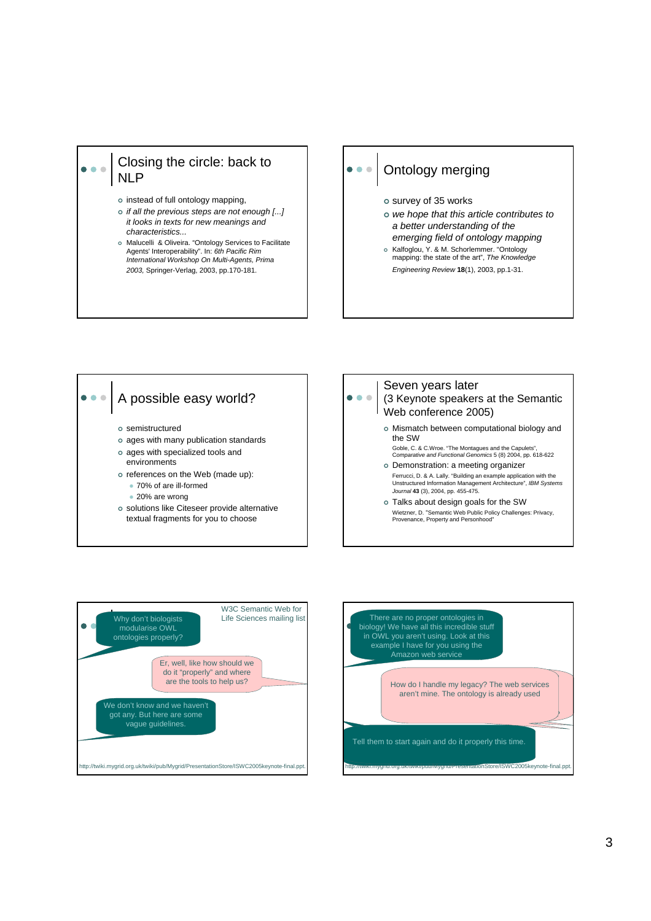## Closing the circle: back to NLP

- instead of full ontology mapping,
- *if all the previous steps are not enough [...] it looks in texts for new meanings and characteristics...*
- Malucelli & Oliveira. "Ontology Services to Facilitate Agents' Interoperability". In: *6th Pacific Rim International Workshop On Multi-Agents, Prima 2003*, Springer-Verlag, 2003, pp.170-181.

## Ontology merging

- survey of 35 works
- *we hope that this article contributes to a better understanding of the emerging field of ontology mapping*
- Kalfoglou, Y. & M. Schorlemmer. "Ontology mapping: the state of the art", *The Knowledge Engineering Review* **18**(1), 2003, pp.1-31.

## A possible easy world?

- semistructured
- ages with many publication standards
- ages with specialized tools and environments
- references on the Web (made up):
  - 70% of are ill-formed
  - 20% are wrong
- solutions like Citeseer provide alternative textual fragments for you to choose

## Seven years later (3 Keynote speakers at the Semantic Web conference 2005)

- Mismatch between computational biology and the SW
  Goble, C. & C.Wroe. "The Montagues and the Capulets", *Comparative and Functional Genomics* 5 (8) 2004, pp. 618-622
- Demonstration: a meeting organizer
  Ferrucci, D. & A. Lally. "Building an example application with the Unstructured Information Management Architecture", *IBM Systems Journal* **43** (3), 2004, pp. 455-475.
- Talks about design goals for the SW
  Wietzner, D. "Semantic Web Public Policy Challenges: Privacy, Provenance, Property and Personhood"

W3C Semantic Web for Life Sciences mailing list

Why don't biologists modularise OWL ontologies properly?

Er, well, like how should we do it "properly" and where are the tools to help us?

We don't know and we haven't got any. But here are some vague guidelines.

http://twiki.mygrid.org.uk/twiki/pub/Mygrid/PresentationStore/ISWC2005keynote-final.ppt

There are no proper ontologies in biology! We have all this incredible stuff in OWL you aren't using. Look at this example I have for you using the Amazon web service

How do I handle my legacy? The web services aren't mine. The ontology is already used

Tell them to start again and do it properly this time.

http://twiki.mygrid.org.uk/twiki/pub/Mygrid/PresentationStore/ISWC2005keynote-final.ppt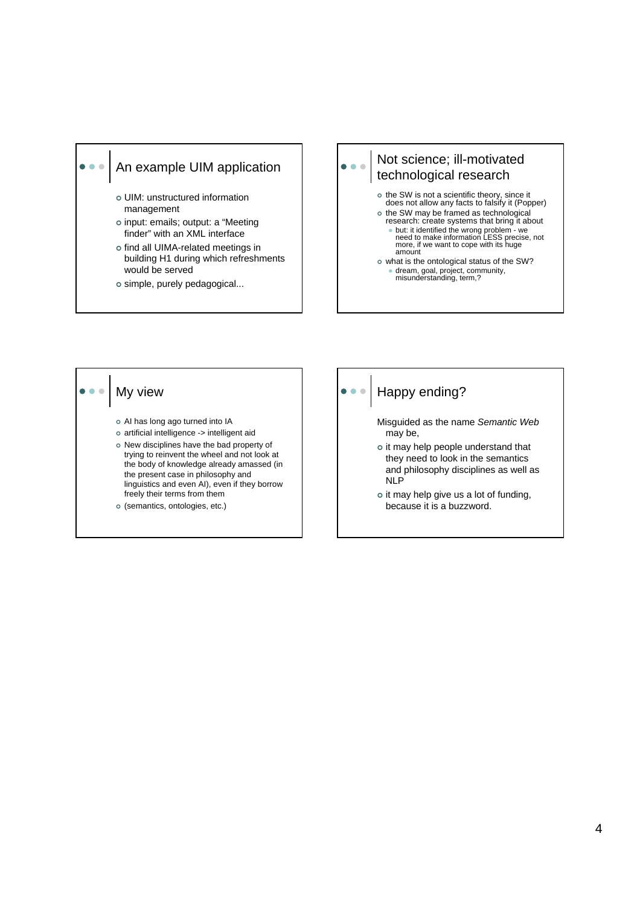## An example UIM application

- UIM: unstructured information management
- input: emails; output: a “Meeting finder” with an XML interface
- find all UIMA-related meetings in building H1 during which refreshments would be served
- simple, purely pedagogical...

## Not science; ill-motivated technological research

- the SW is not a scientific theory, since it does not allow any facts to falsify it (Popper)
- the SW may be framed as technological research: create systems that bring it about
  - but: it identified the wrong problem - we need to make information LESS precise, not more, if we want to cope with its huge amount
- what is the ontological status of the SW?
  - dream, goal, project, community, misunderstanding, term,?

## My view

- AI has long ago turned into IA
- artificial intelligence -> intelligent aid
- New disciplines have the bad property of trying to reinvent the wheel and not look at the body of knowledge already amassed (in the present case in philosophy and linguistics and even AI), even if they borrow freely their terms from them
- (semantics, ontologies, etc.)

## Happy ending?

Misguided as the name *Semantic Web* may be,

- it may help people understand that they need to look in the semantics and philosophy disciplines as well as NLP
- it may help give us a lot of funding, because it is a buzzword.